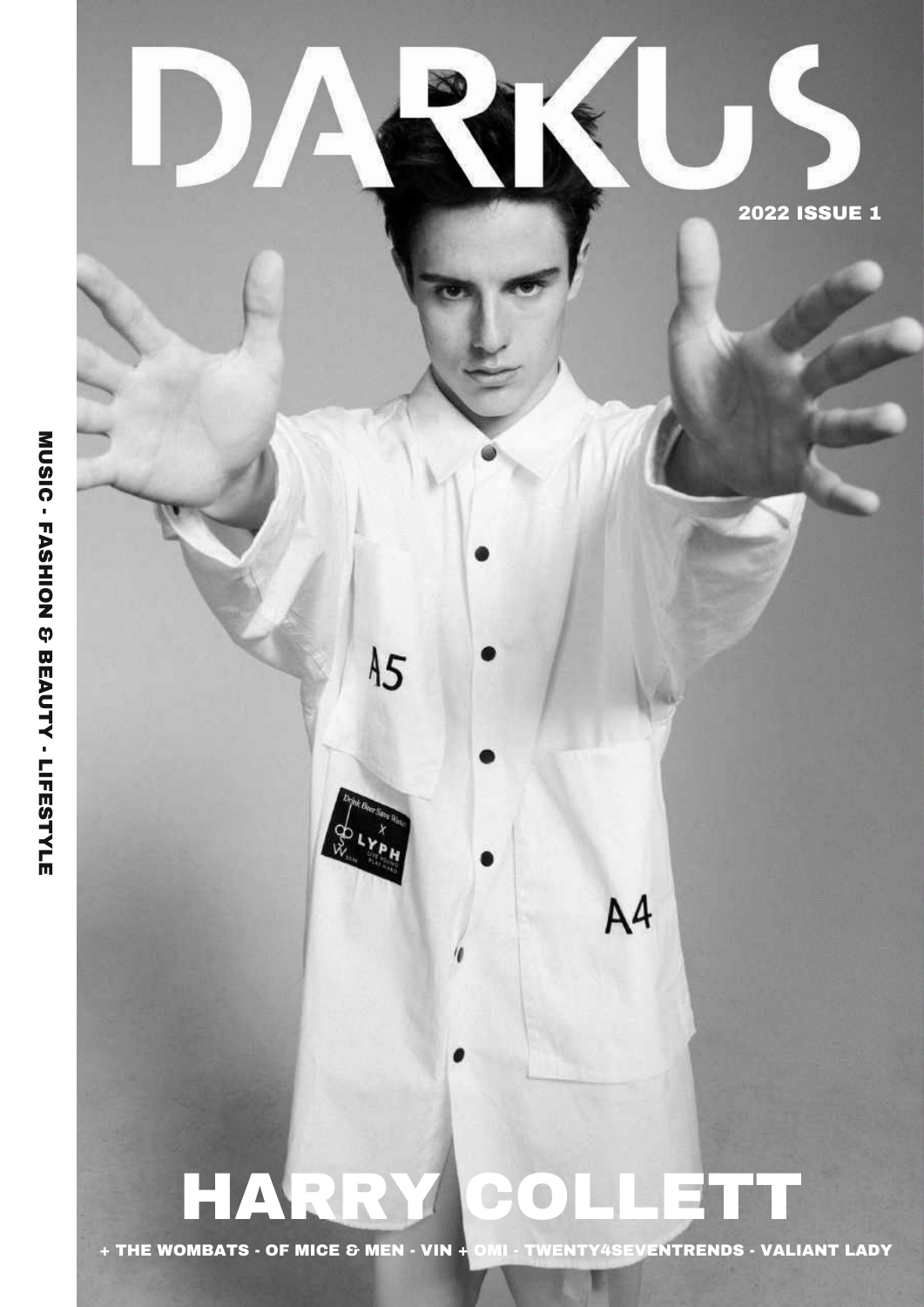# DARKUS

2022 ISSUE 1

MUSIC - FASHION & BEAUTY - LIFESTYLE

## HARRY COLLETT

+ THE WOMBATS - OF MICE & MEN - VIN + OMI - TWENTY4SEVENTRENDS - VALIANT LADY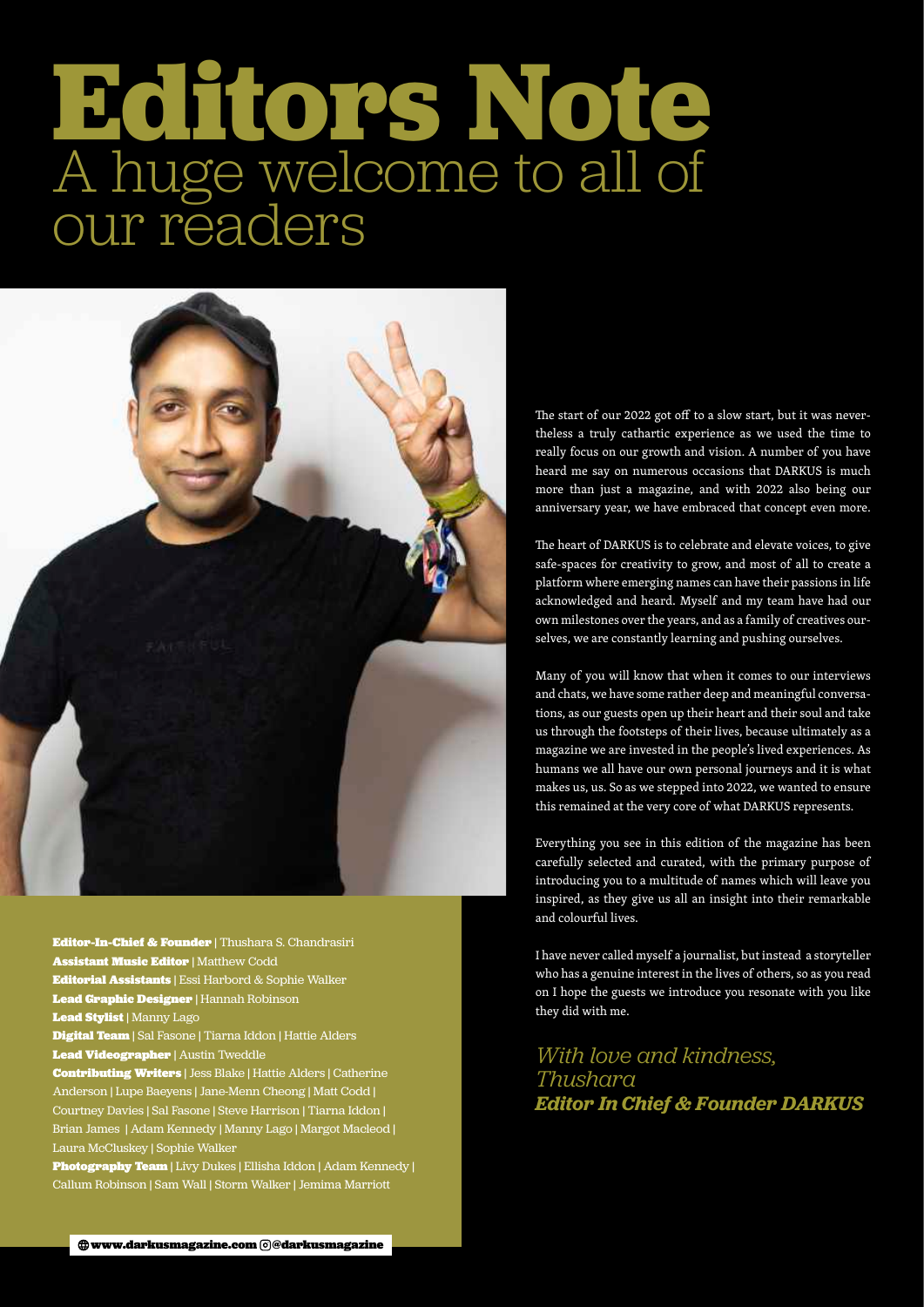# Editors Note

## A huge welcome to all of our readers

The start of our 2022 got off to a slow start, but it was nevertheless a truly cathartic experience as we used the time to really focus on our growth and vision. A number of you have heard me say on numerous occasions that DARKUS is much more than just a magazine, and with 2022 also being our anniversary year, we have embraced that concept even more.

The heart of DARKUS is to celebrate and elevate voices, to give safe-spaces for creativity to grow, and most of all to create a platform where emerging names can have their passions in life acknowledged and heard. Myself and my team have had our own milestones over the years, and as a family of creatives ourselves, we are constantly learning and pushing ourselves.

Many of you will know that when it comes to our interviews and chats, we have some rather deep and meaningful conversations, as our guests open up their heart and their soul and take us through the footsteps of their lives, because ultimately as a magazine we are invested in the people's lived experiences. As humans we all have our own personal journeys and it is what makes us, us. So as we stepped into 2022, we wanted to ensure this remained at the very core of what DARKUS represents.

Everything you see in this edition of the magazine has been carefully selected and curated, with the primary purpose of introducing you to a multitude of names which will leave you inspired, as they give us all an insight into their remarkable and colourful lives.

I have never called myself a journalist, but instead a storyteller who has a genuine interest in the lives of others, so as you read on I hope the guests we introduce you resonate with you like they did with me.

*With love and kindness,*
*Thushara*
***Editor In Chief & Founder DARKUS***

**Editor-In-Chief & Founder** | Thushara S. Chandrasiri
**Assistant Music Editor** | Matthew Codd
**Editorial Assistants** | Essi Harbord & Sophie Walker
**Lead Graphic Designer** | Hannah Robinson
**Lead Stylist** | Manny Lago
**Digital Team** | Sal Fasone | Tiarna Iddon | Hattie Alders
**Lead Videographer** | Austin Tweddle
**Contributing Writers** | Jess Blake | Hattie Alders | Catherine Anderson | Lupe Baeyens | Jane-Menn Cheong | Matt Codd | Courtney Davies | Sal Fasone | Steve Harrison | Tiarna Iddon | Brian James | Adam Kennedy | Manny Lago | Margot Macleod | Laura McCluskey | Sophie Walker
**Photography Team** | Livy Dukes | Ellisha Iddon | Adam Kennedy | Callum Robinson | Sam Wall | Storm Walker | Jemima Marriott

www.darkusmagazine.com @darkusmagazine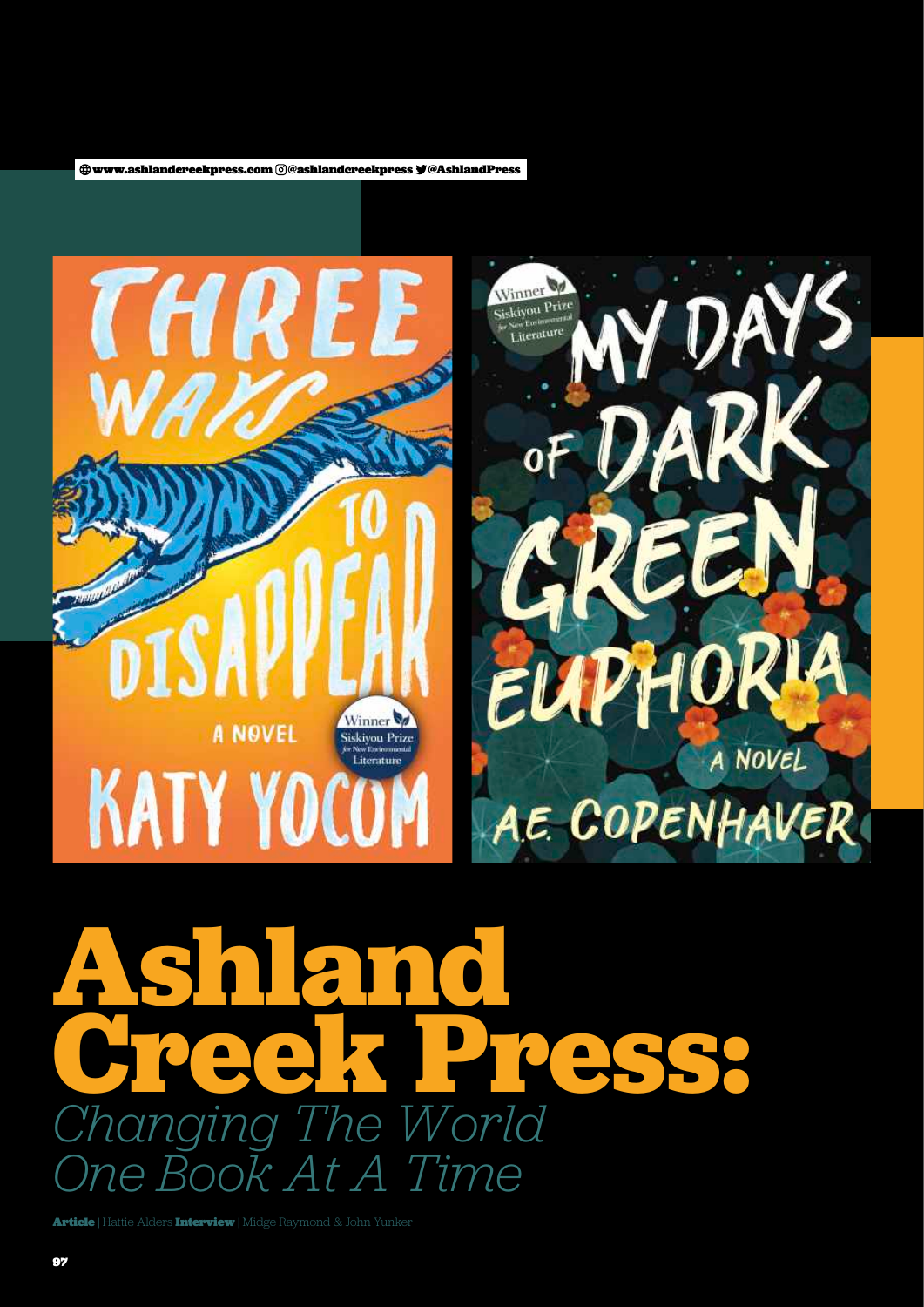www.ashlandcreekpress.com @ashlandcreekpress @AshlandPress

# Ashland Creek Press:

## *Changing The World One Book At A Time*

**Article** | Hattie Alders **Interview** | Midge Raymond & John Yunker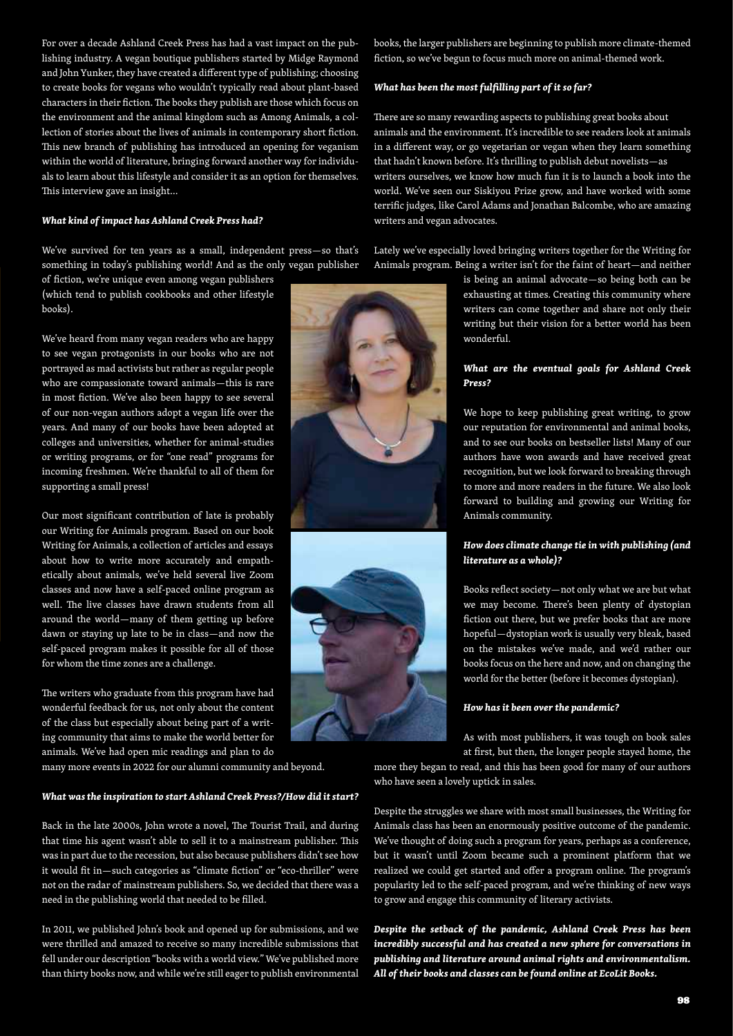For over a decade Ashland Creek Press has had a vast impact on the publishing industry. A vegan boutique publishers started by Midge Raymond and John Yunker, they have created a different type of publishing; choosing to create books for vegans who wouldn't typically read about plant-based characters in their fiction. The books they publish are those which focus on the environment and the animal kingdom such as Among Animals, a collection of stories about the lives of animals in contemporary short fiction. This new branch of publishing has introduced an opening for veganism within the world of literature, bringing forward another way for individuals to learn about this lifestyle and consider it as an option for themselves. This interview gave an insight...

***What kind of impact has Ashland Creek Press had?***

We've survived for ten years as a small, independent press—so that's something in today's publishing world! And as the only vegan publisher of fiction, we're unique even among vegan publishers (which tend to publish cookbooks and other lifestyle books).

We've heard from many vegan readers who are happy to see vegan protagonists in our books who are not portrayed as mad activists but rather as regular people who are compassionate toward animals—this is rare in most fiction. We've also been happy to see several of our non-vegan authors adopt a vegan life over the years. And many of our books have been adopted at colleges and universities, whether for animal-studies or writing programs, or for "one read" programs for incoming freshmen. We're thankful to all of them for supporting a small press!

Our most significant contribution of late is probably our Writing for Animals program. Based on our book Writing for Animals, a collection of articles and essays about how to write more accurately and empathetically about animals, we've held several live Zoom classes and now have a self-paced online program as well. The live classes have drawn students from all around the world—many of them getting up before dawn or staying up late to be in class—and now the self-paced program makes it possible for all of those for whom the time zones are a challenge.

The writers who graduate from this program have had wonderful feedback for us, not only about the content of the class but especially about being part of a writing community that aims to make the world better for animals. We've had open mic readings and plan to do many more events in 2022 for our alumni community and beyond.

***What was the inspiration to start Ashland Creek Press?/How did it start?***

Back in the late 2000s, John wrote a novel, The Tourist Trail, and during that time his agent wasn't able to sell it to a mainstream publisher. This was in part due to the recession, but also because publishers didn't see how it would fit in—such categories as "climate fiction" or "eco-thriller" were not on the radar of mainstream publishers. So, we decided that there was a need in the publishing world that needed to be filled.

In 2011, we published John's book and opened up for submissions, and we were thrilled and amazed to receive so many incredible submissions that fell under our description "books with a world view." We've published more than thirty books now, and while we're still eager to publish environmental books, the larger publishers are beginning to publish more climate-themed fiction, so we've begun to focus much more on animal-themed work.

***What has been the most fulfilling part of it so far?***

There are so many rewarding aspects to publishing great books about animals and the environment. It's incredible to see readers look at animals in a different way, or go vegetarian or vegan when they learn something that hadn't known before. It's thrilling to publish debut novelists—as writers ourselves, we know how much fun it is to launch a book into the world. We've seen our Siskiyou Prize grow, and have worked with some terrific judges, like Carol Adams and Jonathan Balcombe, who are amazing writers and vegan advocates.

Lately we've especially loved bringing writers together for the Writing for Animals program. Being a writer isn't for the faint of heart—and neither is being an animal advocate—so being both can be exhausting at times. Creating this community where writers can come together and share not only their writing but their vision for a better world has been wonderful.

***What are the eventual goals for Ashland Creek Press?***

We hope to keep publishing great writing, to grow our reputation for environmental and animal books, and to see our books on bestseller lists! Many of our authors have won awards and have received great recognition, but we look forward to breaking through to more and more readers in the future. We also look forward to building and growing our Writing for Animals community.

***How does climate change tie in with publishing (and literature as a whole)?***

Books reflect society—not only what we are but what we may become. There's been plenty of dystopian fiction out there, but we prefer books that are more hopeful—dystopian work is usually very bleak, based on the mistakes we've made, and we'd rather our books focus on the here and now, and on changing the world for the better (before it becomes dystopian).

***How has it been over the pandemic?***

As with most publishers, it was tough on book sales at first, but then, the longer people stayed home, the more they began to read, and this has been good for many of our authors who have seen a lovely uptick in sales.

Despite the struggles we share with most small businesses, the Writing for Animals class has been an enormously positive outcome of the pandemic. We've thought of doing such a program for years, perhaps as a conference, but it wasn't until Zoom became such a prominent platform that we realized we could get started and offer a program online. The program's popularity led to the self-paced program, and we're thinking of new ways to grow and engage this community of literary activists.

***Despite the setback of the pandemic, Ashland Creek Press has been incredibly successful and has created a new sphere for conversations in publishing and literature around animal rights and environmentalism. All of their books and classes can be found online at EcoLit Books.***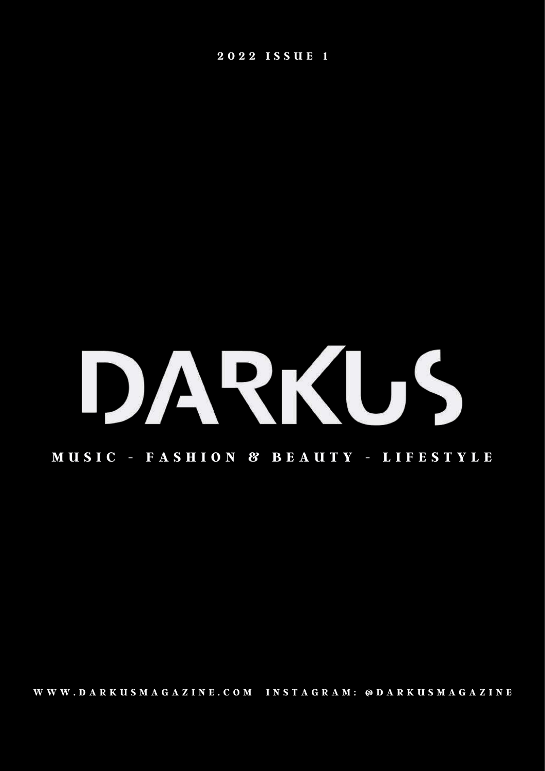2022 ISSUE 1

# DARKUS

MUSIC - FASHION & BEAUTY - LIFESTYLE

WWW.DARKUSMAGAZINE.COM INSTAGRAM: @DARKUSMAGAZINE